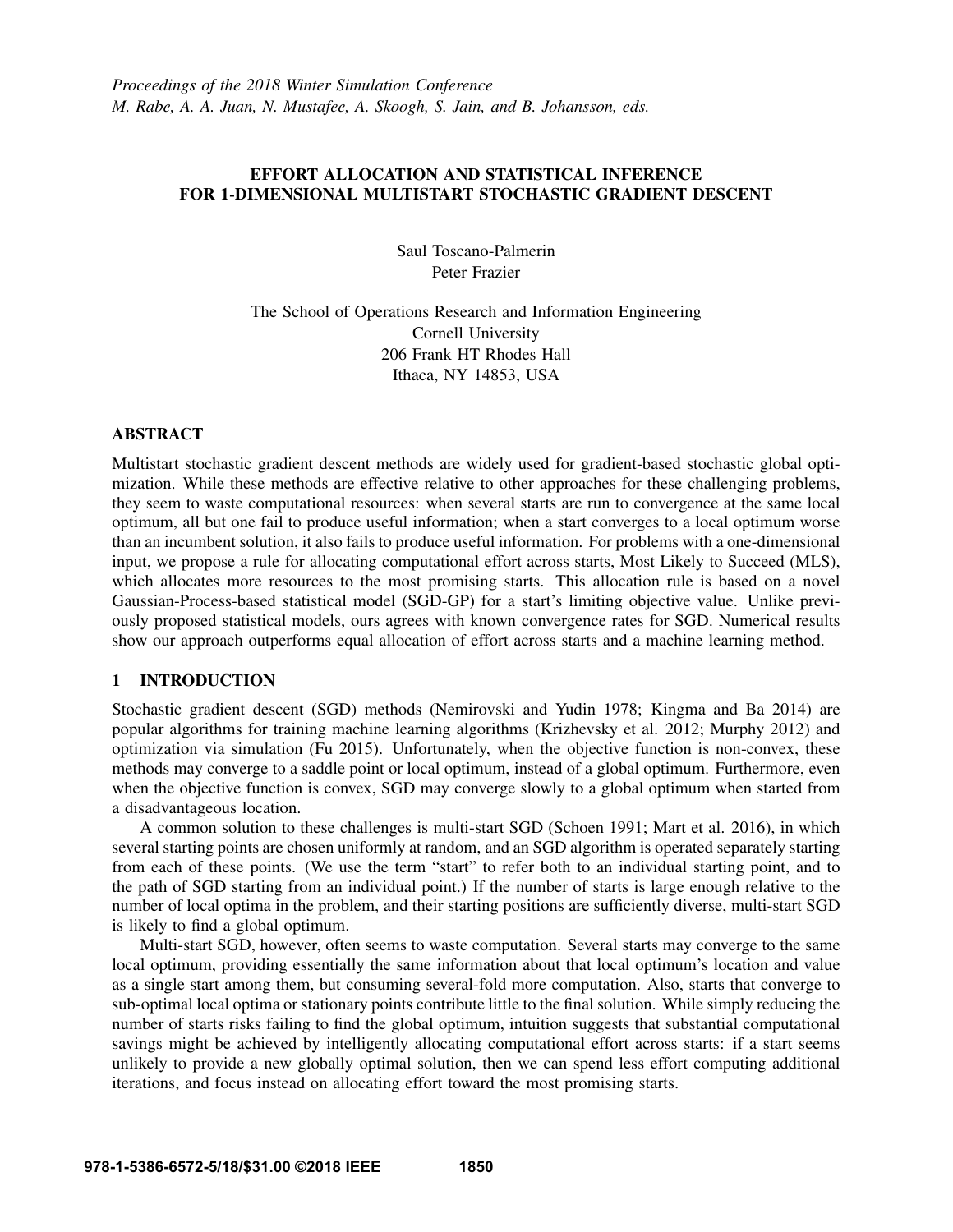*Proceedings of the 2018 Winter Simulation Conference*
*M. Rabe, A. A. Juan, N. Mustafee, A. Skoogh, S. Jain, and B. Johansson, eds.*

# EFFORT ALLOCATION AND STATISTICAL INFERENCE FOR 1-DIMENSIONAL MULTISTART STOCHASTIC GRADIENT DESCENT

Saul Toscano-Palmerin
Peter Frazier

The School of Operations Research and Information Engineering
Cornell University
206 Frank HT Rhodes Hall
Ithaca, NY 14853, USA

## ABSTRACT

Multistart stochastic gradient descent methods are widely used for gradient-based stochastic global optimization. While these methods are effective relative to other approaches for these challenging problems, they seem to waste computational resources: when several starts are run to convergence at the same local optimum, all but one fail to produce useful information; when a start converges to a local optimum worse than an incumbent solution, it also fails to produce useful information. For problems with a one-dimensional input, we propose a rule for allocating computational effort across starts, Most Likely to Succeed (MLS), which allocates more resources to the most promising starts. This allocation rule is based on a novel Gaussian-Process-based statistical model (SGD-GP) for a start's limiting objective value. Unlike previously proposed statistical models, ours agrees with known convergence rates for SGD. Numerical results show our approach outperforms equal allocation of effort across starts and a machine learning method.

## 1 INTRODUCTION

Stochastic gradient descent (SGD) methods (Nemirovski and Yudin 1978; Kingma and Ba 2014) are popular algorithms for training machine learning algorithms (Krizhevsky et al. 2012; Murphy 2012) and optimization via simulation (Fu 2015). Unfortunately, when the objective function is non-convex, these methods may converge to a saddle point or local optimum, instead of a global optimum. Furthermore, even when the objective function is convex, SGD may converge slowly to a global optimum when started from a disadvantageous location.

A common solution to these challenges is multi-start SGD (Schoen 1991; Mart et al. 2016), in which several starting points are chosen uniformly at random, and an SGD algorithm is operated separately starting from each of these points. (We use the term "start" to refer both to an individual starting point, and to the path of SGD starting from an individual point.) If the number of starts is large enough relative to the number of local optima in the problem, and their starting positions are sufficiently diverse, multi-start SGD is likely to find a global optimum.

Multi-start SGD, however, often seems to waste computation. Several starts may converge to the same local optimum, providing essentially the same information about that local optimum's location and value as a single start among them, but consuming several-fold more computation. Also, starts that converge to sub-optimal local optima or stationary points contribute little to the final solution. While simply reducing the number of starts risks failing to find the global optimum, intuition suggests that substantial computational savings might be achieved by intelligently allocating computational effort across starts: if a start seems unlikely to provide a new globally optimal solution, then we can spend less effort computing additional iterations, and focus instead on allocating effort toward the most promising starts.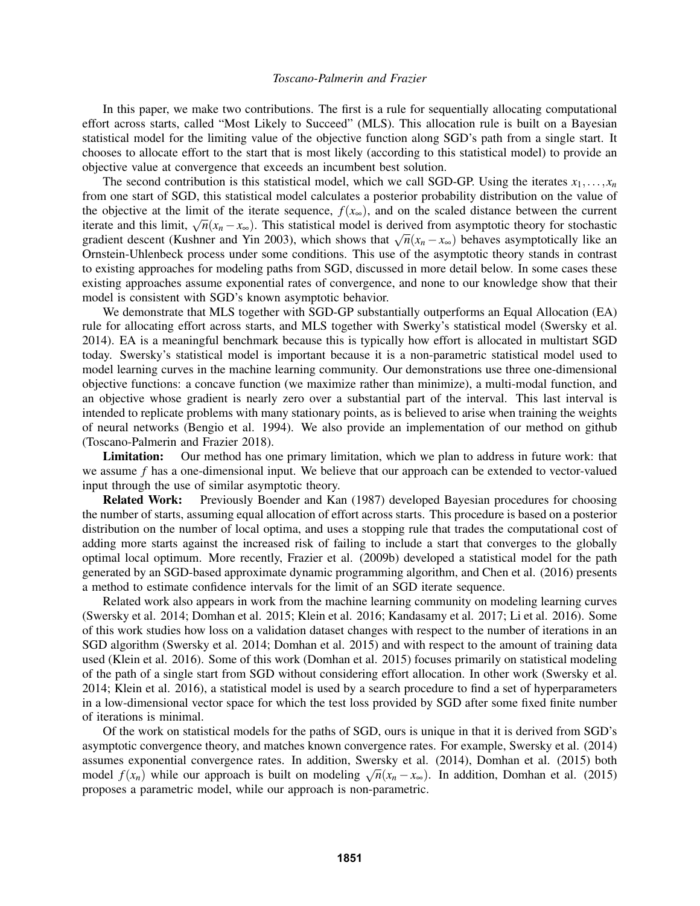In this paper, we make two contributions. The first is a rule for sequentially allocating computational effort across starts, called "Most Likely to Succeed" (MLS). This allocation rule is built on a Bayesian statistical model for the limiting value of the objective function along SGD's path from a single start. It chooses to allocate effort to the start that is most likely (according to this statistical model) to provide an objective value at convergence that exceeds an incumbent best solution.

The second contribution is this statistical model, which we call SGD-GP. Using the iterates $x_1, \ldots, x_n$ from one start of SGD, this statistical model calculates a posterior probability distribution on the value of the objective at the limit of the iterate sequence, $f(x_\infty)$, and on the scaled distance between the current iterate and this limit, $\sqrt{n}(x_n - x_\infty)$. This statistical model is derived from asymptotic theory for stochastic gradient descent (Kushner and Yin 2003), which shows that $\sqrt{n}(x_n - x_\infty)$ behaves asymptotically like an Ornstein-Uhlenbeck process under some conditions. This use of the asymptotic theory stands in contrast to existing approaches for modeling paths from SGD, discussed in more detail below. In some cases these existing approaches assume exponential rates of convergence, and none to our knowledge show that their model is consistent with SGD's known asymptotic behavior.

We demonstrate that MLS together with SGD-GP substantially outperforms an Equal Allocation (EA) rule for allocating effort across starts, and MLS together with Swerky's statistical model (Swersky et al. 2014). EA is a meaningful benchmark because this is typically how effort is allocated in multistart SGD today. Swersky's statistical model is important because it is a non-parametric statistical model used to model learning curves in the machine learning community. Our demonstrations use three one-dimensional objective functions: a concave function (we maximize rather than minimize), a multi-modal function, and an objective whose gradient is nearly zero over a substantial part of the interval. This last interval is intended to replicate problems with many stationary points, as is believed to arise when training the weights of neural networks (Bengio et al. 1994). We also provide an implementation of our method on github (Toscano-Palmerin and Frazier 2018).

**Limitation:** Our method has one primary limitation, which we plan to address in future work: that we assume $f$ has a one-dimensional input. We believe that our approach can be extended to vector-valued input through the use of similar asymptotic theory.

**Related Work:** Previously Boender and Kan (1987) developed Bayesian procedures for choosing the number of starts, assuming equal allocation of effort across starts. This procedure is based on a posterior distribution on the number of local optima, and uses a stopping rule that trades the computational cost of adding more starts against the increased risk of failing to include a start that converges to the globally optimal local optimum. More recently, Frazier et al. (2009b) developed a statistical model for the path generated by an SGD-based approximate dynamic programming algorithm, and Chen et al. (2016) presents a method to estimate confidence intervals for the limit of an SGD iterate sequence.

Related work also appears in work from the machine learning community on modeling learning curves (Swersky et al. 2014; Domhan et al. 2015; Klein et al. 2016; Kandasamy et al. 2017; Li et al. 2016). Some of this work studies how loss on a validation dataset changes with respect to the number of iterations in an SGD algorithm (Swersky et al. 2014; Domhan et al. 2015) and with respect to the amount of training data used (Klein et al. 2016). Some of this work (Domhan et al. 2015) focuses primarily on statistical modeling of the path of a single start from SGD without considering effort allocation. In other work (Swersky et al. 2014; Klein et al. 2016), a statistical model is used by a search procedure to find a set of hyperparameters in a low-dimensional vector space for which the test loss provided by SGD after some fixed finite number of iterations is minimal.

Of the work on statistical models for the paths of SGD, ours is unique in that it is derived from SGD's asymptotic convergence theory, and matches known convergence rates. For example, Swersky et al. (2014) assumes exponential convergence rates. In addition, Swersky et al. (2014), Domhan et al. (2015) both model $f(x_n)$ while our approach is built on modeling $\sqrt{n}(x_n - x_\infty)$. In addition, Domhan et al. (2015) proposes a parametric model, while our approach is non-parametric.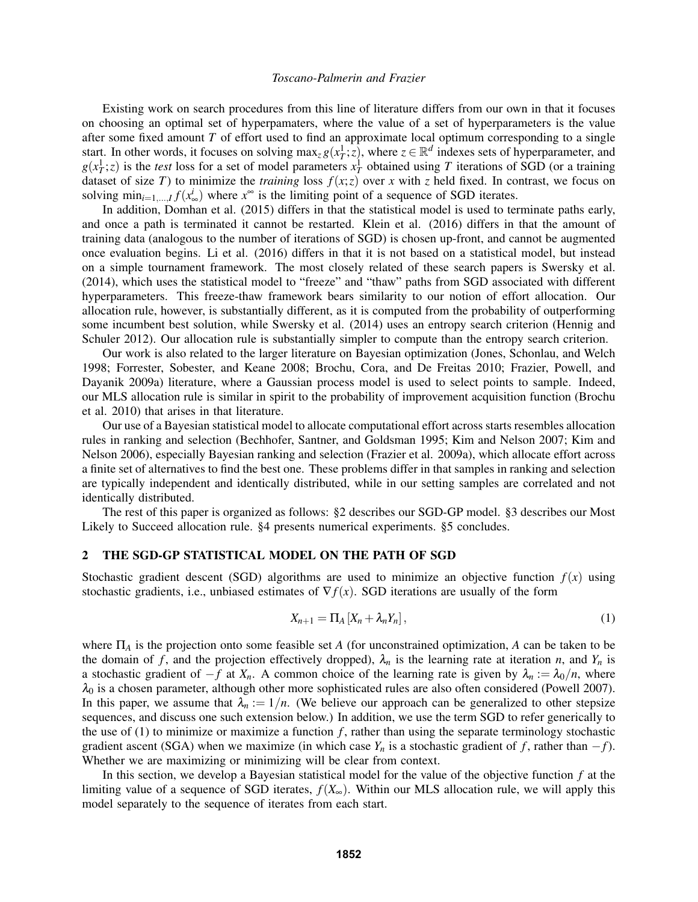Existing work on search procedures from this line of literature differs from our own in that it focuses on choosing an optimal set of hyperpamaters, where the value of a set of hyperparameters is the value after some fixed amount $T$ of effort used to find an approximate local optimum corresponding to a single start. In other words, it focuses on solving $\max_z g(x_T^1; z)$, where $z \in \mathbb{R}^d$ indexes sets of hyperparameter, and $g(x_T^1; z)$ is the *test* loss for a set of model parameters $x_T^1$ obtained using $T$ iterations of SGD (or a training dataset of size $T$) to minimize the *training* loss $f(x; z)$ over $x$ with $z$ held fixed. In contrast, we focus on solving $\min_{i=1,\ldots,I} f(x_\infty^i)$ where $x^\infty$ is the limiting point of a sequence of SGD iterates.

In addition, Domhan et al. (2015) differs in that the statistical model is used to terminate paths early, and once a path is terminated it cannot be restarted. Klein et al. (2016) differs in that the amount of training data (analogous to the number of iterations of SGD) is chosen up-front, and cannot be augmented once evaluation begins. Li et al. (2016) differs in that it is not based on a statistical model, but instead on a simple tournament framework. The most closely related of these search papers is Swersky et al. (2014), which uses the statistical model to "freeze" and "thaw" paths from SGD associated with different hyperparameters. This freeze-thaw framework bears similarity to our notion of effort allocation. Our allocation rule, however, is substantially different, as it is computed from the probability of outperforming some incumbent best solution, while Swersky et al. (2014) uses an entropy search criterion (Hennig and Schuler 2012). Our allocation rule is substantially simpler to compute than the entropy search criterion.

Our work is also related to the larger literature on Bayesian optimization (Jones, Schonlau, and Welch 1998; Forrester, Sobester, and Keane 2008; Brochu, Cora, and De Freitas 2010; Frazier, Powell, and Dayanik 2009a) literature, where a Gaussian process model is used to select points to sample. Indeed, our MLS allocation rule is similar in spirit to the probability of improvement acquisition function (Brochu et al. 2010) that arises in that literature.

Our use of a Bayesian statistical model to allocate computational effort across starts resembles allocation rules in ranking and selection (Bechhofer, Santner, and Goldsman 1995; Kim and Nelson 2007; Kim and Nelson 2006), especially Bayesian ranking and selection (Frazier et al. 2009a), which allocate effort across a finite set of alternatives to find the best one. These problems differ in that samples in ranking and selection are typically independent and identically distributed, while in our setting samples are correlated and not identically distributed.

The rest of this paper is organized as follows: §2 describes our SGD-GP model. §3 describes our Most Likely to Succeed allocation rule. §4 presents numerical experiments. §5 concludes.

## 2 THE SGD-GP STATISTICAL MODEL ON THE PATH OF SGD

Stochastic gradient descent (SGD) algorithms are used to minimize an objective function $f(x)$ using stochastic gradients, i.e., unbiased estimates of $\nabla f(x)$. SGD iterations are usually of the form

$$X_{n+1} = \Pi_A \left[ X_n + \lambda_n Y_n \right], \tag{1}$$

where $\Pi_A$ is the projection onto some feasible set $A$ (for unconstrained optimization, $A$ can be taken to be the domain of $f$, and the projection effectively dropped), $\lambda_n$ is the learning rate at iteration $n$, and $Y_n$ is a stochastic gradient of $-f$ at $X_n$. A common choice of the learning rate is given by $\lambda_n := \lambda_0/n$, where $\lambda_0$ is a chosen parameter, although other more sophisticated rules are also often considered (Powell 2007). In this paper, we assume that $\lambda_n := 1/n$. (We believe our approach can be generalized to other stepsize sequences, and discuss one such extension below.) In addition, we use the term SGD to refer generically to the use of (1) to minimize or maximize a function $f$, rather than using the separate terminology stochastic gradient ascent (SGA) when we maximize (in which case $Y_n$ is a stochastic gradient of $f$, rather than $-f$). Whether we are maximizing or minimizing will be clear from context.

In this section, we develop a Bayesian statistical model for the value of the objective function $f$ at the limiting value of a sequence of SGD iterates, $f(X_\infty)$. Within our MLS allocation rule, we will apply this model separately to the sequence of iterates from each start.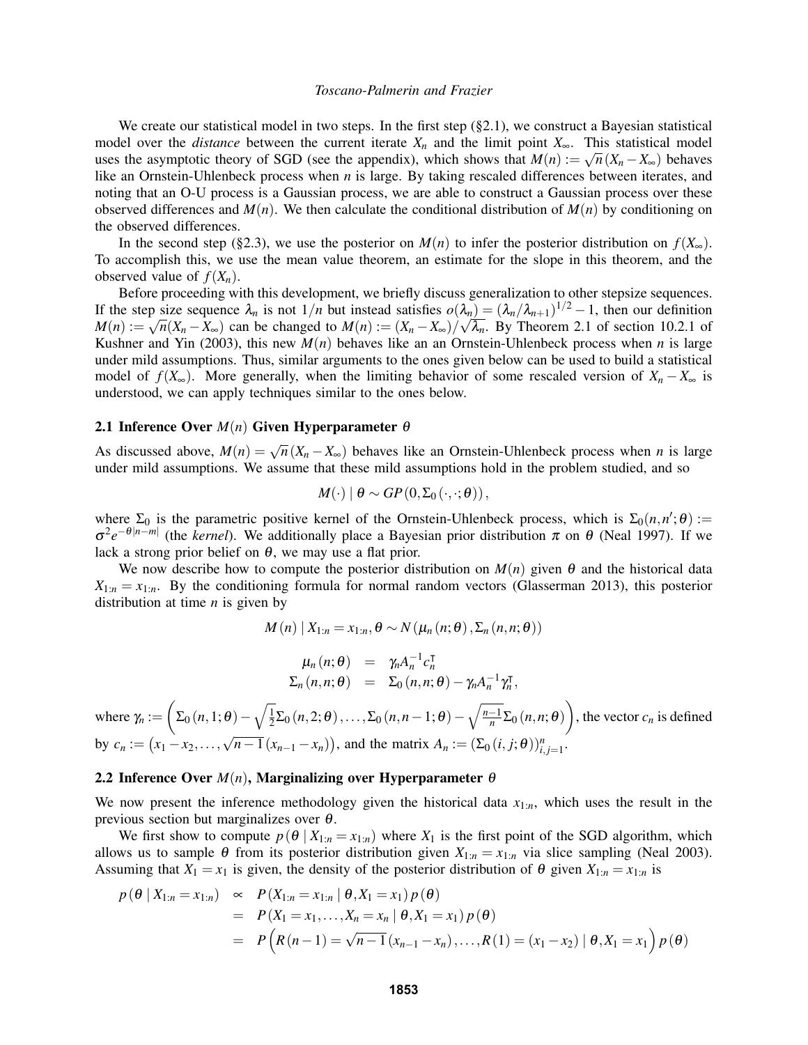We create our statistical model in two steps. In the first step (§2.1), we construct a Bayesian statistical model over the *distance* between the current iterate $X_n$ and the limit point $X_\infty$. This statistical model uses the asymptotic theory of SGD (see the appendix), which shows that $M(n) := \sqrt{n}(X_n - X_\infty)$ behaves like an Ornstein-Uhlenbeck process when $n$ is large. By taking rescaled differences between iterates, and noting that an O-U process is a Gaussian process, we are able to construct a Gaussian process over these observed differences and $M(n)$. We then calculate the conditional distribution of $M(n)$ by conditioning on the observed differences.

In the second step (§2.3), we use the posterior on $M(n)$ to infer the posterior distribution on $f(X_\infty)$. To accomplish this, we use the mean value theorem, an estimate for the slope in this theorem, and the observed value of $f(X_n)$.

Before proceeding with this development, we briefly discuss generalization to other stepsize sequences. If the step size sequence $\lambda_n$ is not $1/n$ but instead satisfies $o(\lambda_n) = (\lambda_n/\lambda_{n+1})^{1/2} - 1$, then our definition $M(n) := \sqrt{n}(X_n - X_\infty)$ can be changed to $M(n) := (X_n - X_\infty)/\sqrt{\lambda_n}$. By Theorem 2.1 of section 10.2.1 of Kushner and Yin (2003), this new $M(n)$ behaves like an an Ornstein-Uhlenbeck process when $n$ is large under mild assumptions. Thus, similar arguments to the ones given below can be used to build a statistical model of $f(X_\infty)$. More generally, when the limiting behavior of some rescaled version of $X_n - X_\infty$ is understood, we can apply techniques similar to the ones below.

### 2.1 Inference Over $M(n)$ Given Hyperparameter $\theta$

As discussed above, $M(n) = \sqrt{n}(X_n - X_\infty)$ behaves like an Ornstein-Uhlenbeck process when $n$ is large under mild assumptions. We assume that these mild assumptions hold in the problem studied, and so

$$M(\cdot) \mid \theta \sim GP\left(0, \Sigma_0(\cdot, \cdot; \theta)\right),$$

where $\Sigma_0$ is the parametric positive kernel of the Ornstein-Uhlenbeck process, which is $\Sigma_0(n, n'; \theta) := \sigma^2 e^{-\theta|n-m|}$ (the *kernel*). We additionally place a Bayesian prior distribution $\pi$ on $\theta$ (Neal 1997). If we lack a strong prior belief on $\theta$, we may use a flat prior.

We now describe how to compute the posterior distribution on $M(n)$ given $\theta$ and the historical data $X_{1:n} = x_{1:n}$. By the conditioning formula for normal random vectors (Glasserman 2013), this posterior distribution at time $n$ is given by

$$M(n) \mid X_{1:n} = x_{1:n}, \theta \sim N\left(\mu_n(n;\theta), \Sigma_n(n,n;\theta)\right)$$

$$\begin{aligned}
\mu_n(n;\theta) &= \gamma_n A_n^{-1} c_n^{\intercal} \\
\Sigma_n(n,n;\theta) &= \Sigma_0(n,n;\theta) - \gamma_n A_n^{-1} \gamma_n^{\intercal},
\end{aligned}$$

where $\gamma_n := \left(\Sigma_0(n,1;\theta) - \sqrt{\frac{1}{2}}\Sigma_0(n,2;\theta), \ldots, \Sigma_0(n,n-1;\theta) - \sqrt{\frac{n-1}{n}}\Sigma_0(n,n;\theta)\right)$, the vector $c_n$ is defined by $c_n := \left(x_1 - x_2, \ldots, \sqrt{n-1}(x_{n-1} - x_n)\right)$, and the matrix $A_n := \left(\Sigma_0(i,j;\theta)\right)_{i,j=1}^n$.

### 2.2 Inference Over $M(n)$, Marginalizing over Hyperparameter $\theta$

We now present the inference methodology given the historical data $x_{1:n}$, which uses the result in the previous section but marginalizes over $\theta$.

We first show to compute $p(\theta \mid X_{1:n} = x_{1:n})$ where $X_1$ is the first point of the SGD algorithm, which allows us to sample $\theta$ from its posterior distribution given $X_{1:n} = x_{1:n}$ via slice sampling (Neal 2003). Assuming that $X_1 = x_1$ is given, the density of the posterior distribution of $\theta$ given $X_{1:n} = x_{1:n}$ is

$$\begin{aligned}
p(\theta \mid X_{1:n} = x_{1:n}) &\propto P(X_{1:n} = x_{1:n} \mid \theta, X_1 = x_1)\, p(\theta) \\
&= P(X_1 = x_1, \ldots, X_n = x_n \mid \theta, X_1 = x_1)\, p(\theta) \\
&= P\left(R(n-1) = \sqrt{n-1}(x_{n-1} - x_n), \ldots, R(1) = (x_1 - x_2) \mid \theta, X_1 = x_1\right) p(\theta)
\end{aligned}$$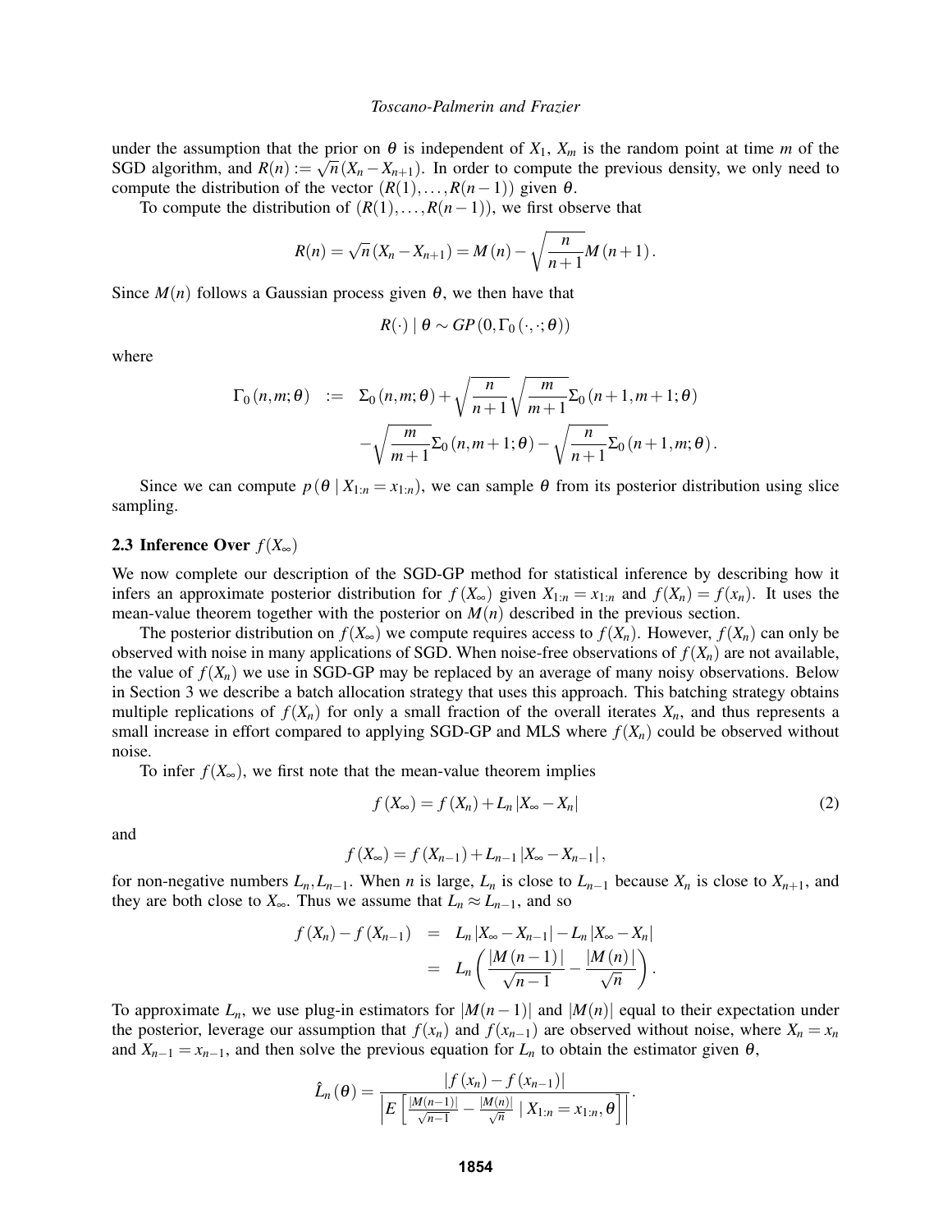under the assumption that the prior on $\theta$ is independent of $X_1$, $X_m$ is the random point at time $m$ of the SGD algorithm, and $R(n) := \sqrt{n}(X_n - X_{n+1})$. In order to compute the previous density, we only need to compute the distribution of the vector $(R(1),\ldots,R(n-1))$ given $\theta$.

To compute the distribution of $(R(1),\ldots,R(n-1))$, we first observe that

$$R(n) = \sqrt{n}(X_n - X_{n+1}) = M(n) - \sqrt{\frac{n}{n+1}} M(n+1).$$

Since $M(n)$ follows a Gaussian process given $\theta$, we then have that

$$R(\cdot) \mid \theta \sim GP(0, \Gamma_0(\cdot,\cdot;\theta))$$

where

$$\begin{aligned}
\Gamma_0(n,m;\theta) \quad &:= \quad \Sigma_0(n,m;\theta) + \sqrt{\frac{n}{n+1}}\sqrt{\frac{m}{m+1}}\Sigma_0(n+1,m+1;\theta) \\
&\quad\quad -\sqrt{\frac{m}{m+1}}\Sigma_0(n,m+1;\theta) - \sqrt{\frac{n}{n+1}}\Sigma_0(n+1,m;\theta).
\end{aligned}$$

Since we can compute $p(\theta \mid X_{1:n} = x_{1:n})$, we can sample $\theta$ from its posterior distribution using slice sampling.

### 2.3 Inference Over $f(X_\infty)$

We now complete our description of the SGD-GP method for statistical inference by describing how it infers an approximate posterior distribution for $f(X_\infty)$ given $X_{1:n} = x_{1:n}$ and $f(X_n) = f(x_n)$. It uses the mean-value theorem together with the posterior on $M(n)$ described in the previous section.

The posterior distribution on $f(X_\infty)$ we compute requires access to $f(X_n)$. However, $f(X_n)$ can only be observed with noise in many applications of SGD. When noise-free observations of $f(X_n)$ are not available, the value of $f(X_n)$ we use in SGD-GP may be replaced by an average of many noisy observations. Below in Section 3 we describe a batch allocation strategy that uses this approach. This batching strategy obtains multiple replications of $f(X_n)$ for only a small fraction of the overall iterates $X_n$, and thus represents a small increase in effort compared to applying SGD-GP and MLS where $f(X_n)$ could be observed without noise.

To infer $f(X_\infty)$, we first note that the mean-value theorem implies

$$f(X_\infty) = f(X_n) + L_n |X_\infty - X_n| \tag{2}$$

and

$$f(X_\infty) = f(X_{n-1}) + L_{n-1} |X_\infty - X_{n-1}|,$$

for non-negative numbers $L_n, L_{n-1}$. When $n$ is large, $L_n$ is close to $L_{n-1}$ because $X_n$ is close to $X_{n+1}$, and they are both close to $X_\infty$. Thus we assume that $L_n \approx L_{n-1}$, and so

$$\begin{aligned}
f(X_n) - f(X_{n-1}) \quad &= \quad L_n |X_\infty - X_{n-1}| - L_n |X_\infty - X_n| \\
&= \quad L_n \left( \frac{|M(n-1)|}{\sqrt{n-1}} - \frac{|M(n)|}{\sqrt{n}} \right).
\end{aligned}$$

To approximate $L_n$, we use plug-in estimators for $|M(n-1)|$ and $|M(n)|$ equal to their expectation under the posterior, leverage our assumption that $f(x_n)$ and $f(x_{n-1})$ are observed without noise, where $X_n = x_n$ and $X_{n-1} = x_{n-1}$, and then solve the previous equation for $L_n$ to obtain the estimator given $\theta$,

$$\hat{L}_n(\theta) = \frac{|f(x_n) - f(x_{n-1})|}{\left| E\left[ \frac{|M(n-1)|}{\sqrt{n-1}} - \frac{|M(n)|}{\sqrt{n}} \mid X_{1:n} = x_{1:n}, \theta \right] \right|}.$$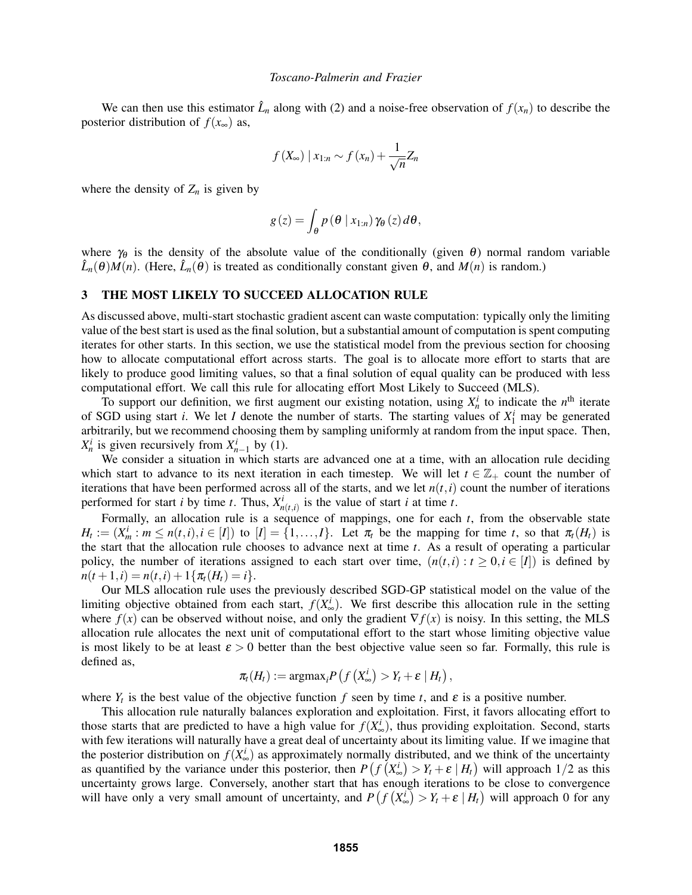We can then use this estimator $\hat{L}_n$ along with (2) and a noise-free observation of $f(x_n)$ to describe the posterior distribution of $f(x_\infty)$ as,

$$f(X_\infty) \mid x_{1:n} \sim f(x_n) + \frac{1}{\sqrt{n}} Z_n$$

where the density of $Z_n$ is given by

$$g(z) = \int_\theta p(\theta \mid x_{1:n}) \gamma_\theta(z) \, d\theta,$$

where $\gamma_\theta$ is the density of the absolute value of the conditionally (given $\theta$) normal random variable $\hat{L}_n(\theta)M(n)$. (Here, $\hat{L}_n(\theta)$ is treated as conditionally constant given $\theta$, and $M(n)$ is random.)

## 3 THE MOST LIKELY TO SUCCEED ALLOCATION RULE

As discussed above, multi-start stochastic gradient ascent can waste computation: typically only the limiting value of the best start is used as the final solution, but a substantial amount of computation is spent computing iterates for other starts. In this section, we use the statistical model from the previous section for choosing how to allocate computational effort across starts. The goal is to allocate more effort to starts that are likely to produce good limiting values, so that a final solution of equal quality can be produced with less computational effort. We call this rule for allocating effort Most Likely to Succeed (MLS).

To support our definition, we first augment our existing notation, using $X_n^i$ to indicate the $n^{\text{th}}$ iterate of SGD using start $i$. We let $I$ denote the number of starts. The starting values of $X_1^i$ may be generated arbitrarily, but we recommend choosing them by sampling uniformly at random from the input space. Then, $X_n^i$ is given recursively from $X_{n-1}^i$ by (1).

We consider a situation in which starts are advanced one at a time, with an allocation rule deciding which start to advance to its next iteration in each timestep. We will let $t \in \mathbb{Z}_+$ count the number of iterations that have been performed across all of the starts, and we let $n(t,i)$ count the number of iterations performed for start $i$ by time $t$. Thus, $X_{n(t,i)}^i$ is the value of start $i$ at time $t$.

Formally, an allocation rule is a sequence of mappings, one for each $t$, from the observable state $H_t := (X_m^i : m \leq n(t,i), i \in [I])$ to $[I] = \{1, \ldots, I\}$. Let $\pi_t$ be the mapping for time $t$, so that $\pi_t(H_t)$ is the start that the allocation rule chooses to advance next at time $t$. As a result of operating a particular policy, the number of iterations assigned to each start over time, $(n(t,i) : t \geq 0, i \in [I])$ is defined by $n(t+1,i) = n(t,i) + 1\{\pi_t(H_t) = i\}$.

Our MLS allocation rule uses the previously described SGD-GP statistical model on the value of the limiting objective obtained from each start, $f(X_\infty^i)$. We first describe this allocation rule in the setting where $f(x)$ can be observed without noise, and only the gradient $\nabla f(x)$ is noisy. In this setting, the MLS allocation rule allocates the next unit of computational effort to the start whose limiting objective value is most likely to be at least $\varepsilon > 0$ better than the best objective value seen so far. Formally, this rule is defined as,

$$\pi_t(H_t) := \text{argmax}_i P\left(f\left(X_\infty^i\right) > Y_t + \varepsilon \mid H_t\right),$$

where $Y_t$ is the best value of the objective function $f$ seen by time $t$, and $\varepsilon$ is a positive number.

This allocation rule naturally balances exploration and exploitation. First, it favors allocating effort to those starts that are predicted to have a high value for $f(X_\infty^i)$, thus providing exploitation. Second, starts with few iterations will naturally have a great deal of uncertainty about its limiting value. If we imagine that the posterior distribution on $f(X_\infty^i)$ as approximately normally distributed, and we think of the uncertainty as quantified by the variance under this posterior, then $P\left(f\left(X_\infty^i\right) > Y_t + \varepsilon \mid H_t\right)$ will approach $1/2$ as this uncertainty grows large. Conversely, another start that has enough iterations to be close to convergence will have only a very small amount of uncertainty, and $P\left(f\left(X_\infty^i\right) > Y_t + \varepsilon \mid H_t\right)$ will approach 0 for any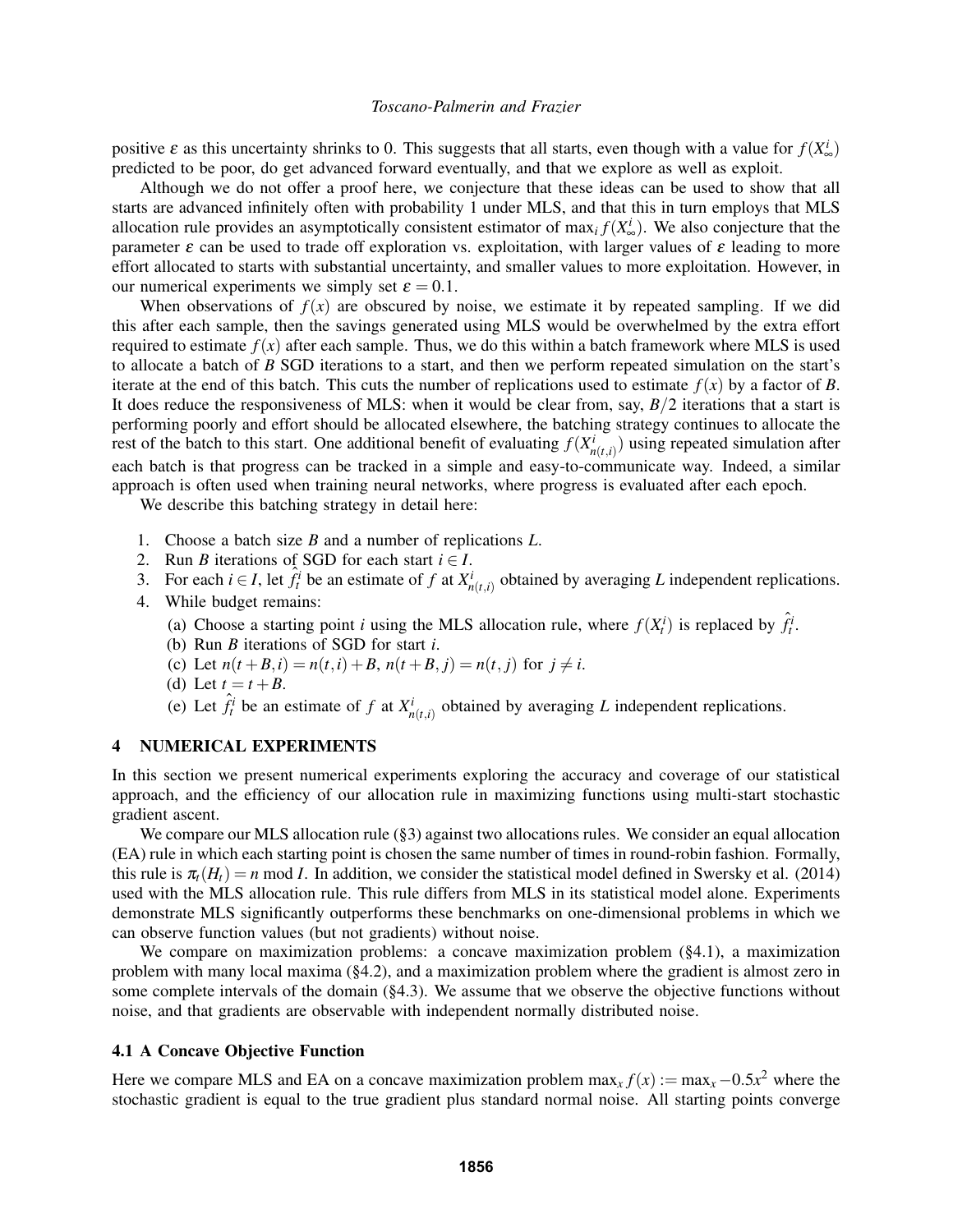positive $\varepsilon$ as this uncertainty shrinks to 0. This suggests that all starts, even though with a value for $f(X^i_\infty)$ predicted to be poor, do get advanced forward eventually, and that we explore as well as exploit.

Although we do not offer a proof here, we conjecture that these ideas can be used to show that all starts are advanced infinitely often with probability 1 under MLS, and that this in turn employs that MLS allocation rule provides an asymptotically consistent estimator of $\max_i f(X^i_\infty)$. We also conjecture that the parameter $\varepsilon$ can be used to trade off exploration vs. exploitation, with larger values of $\varepsilon$ leading to more effort allocated to starts with substantial uncertainty, and smaller values to more exploitation. However, in our numerical experiments we simply set $\varepsilon = 0.1$.

When observations of $f(x)$ are obscured by noise, we estimate it by repeated sampling. If we did this after each sample, then the savings generated using MLS would be overwhelmed by the extra effort required to estimate $f(x)$ after each sample. Thus, we do this within a batch framework where MLS is used to allocate a batch of $B$ SGD iterations to a start, and then we perform repeated simulation on the start's iterate at the end of this batch. This cuts the number of replications used to estimate $f(x)$ by a factor of $B$. It does reduce the responsiveness of MLS: when it would be clear from, say, $B/2$ iterations that a start is performing poorly and effort should be allocated elsewhere, the batching strategy continues to allocate the rest of the batch to this start. One additional benefit of evaluating $f(X^i_{n(t,i)})$ using repeated simulation after each batch is that progress can be tracked in a simple and easy-to-communicate way. Indeed, a similar approach is often used when training neural networks, where progress is evaluated after each epoch.

We describe this batching strategy in detail here:

1. Choose a batch size $B$ and a number of replications $L$.
2. Run $B$ iterations of SGD for each start $i \in I$.
3. For each $i \in I$, let $\hat{f}^i_t$ be an estimate of $f$ at $X^i_{n(t,i)}$ obtained by averaging $L$ independent replications.
4. While budget remains:
   (a) Choose a starting point $i$ using the MLS allocation rule, where $f(X^i_t)$ is replaced by $\hat{f}^i_t$.
   (b) Run $B$ iterations of SGD for start $i$.
   (c) Let $n(t+B,i) = n(t,i) + B$, $n(t+B,j) = n(t,j)$ for $j \neq i$.
   (d) Let $t = t + B$.
   (e) Let $\hat{f}^i_t$ be an estimate of $f$ at $X^i_{n(t,i)}$ obtained by averaging $L$ independent replications.

## 4 NUMERICAL EXPERIMENTS

In this section we present numerical experiments exploring the accuracy and coverage of our statistical approach, and the efficiency of our allocation rule in maximizing functions using multi-start stochastic gradient ascent.

We compare our MLS allocation rule (§3) against two allocations rules. We consider an equal allocation (EA) rule in which each starting point is chosen the same number of times in round-robin fashion. Formally, this rule is $\pi_t(H_t) = n \bmod I$. In addition, we consider the statistical model defined in Swersky et al. (2014) used with the MLS allocation rule. This rule differs from MLS in its statistical model alone. Experiments demonstrate MLS significantly outperforms these benchmarks on one-dimensional problems in which we can observe function values (but not gradients) without noise.

We compare on maximization problems: a concave maximization problem (§4.1), a maximization problem with many local maxima (§4.2), and a maximization problem where the gradient is almost zero in some complete intervals of the domain (§4.3). We assume that we observe the objective functions without noise, and that gradients are observable with independent normally distributed noise.

### 4.1 A Concave Objective Function

Here we compare MLS and EA on a concave maximization problem $\max_x f(x) := \max_x -0.5x^2$ where the stochastic gradient is equal to the true gradient plus standard normal noise. All starting points converge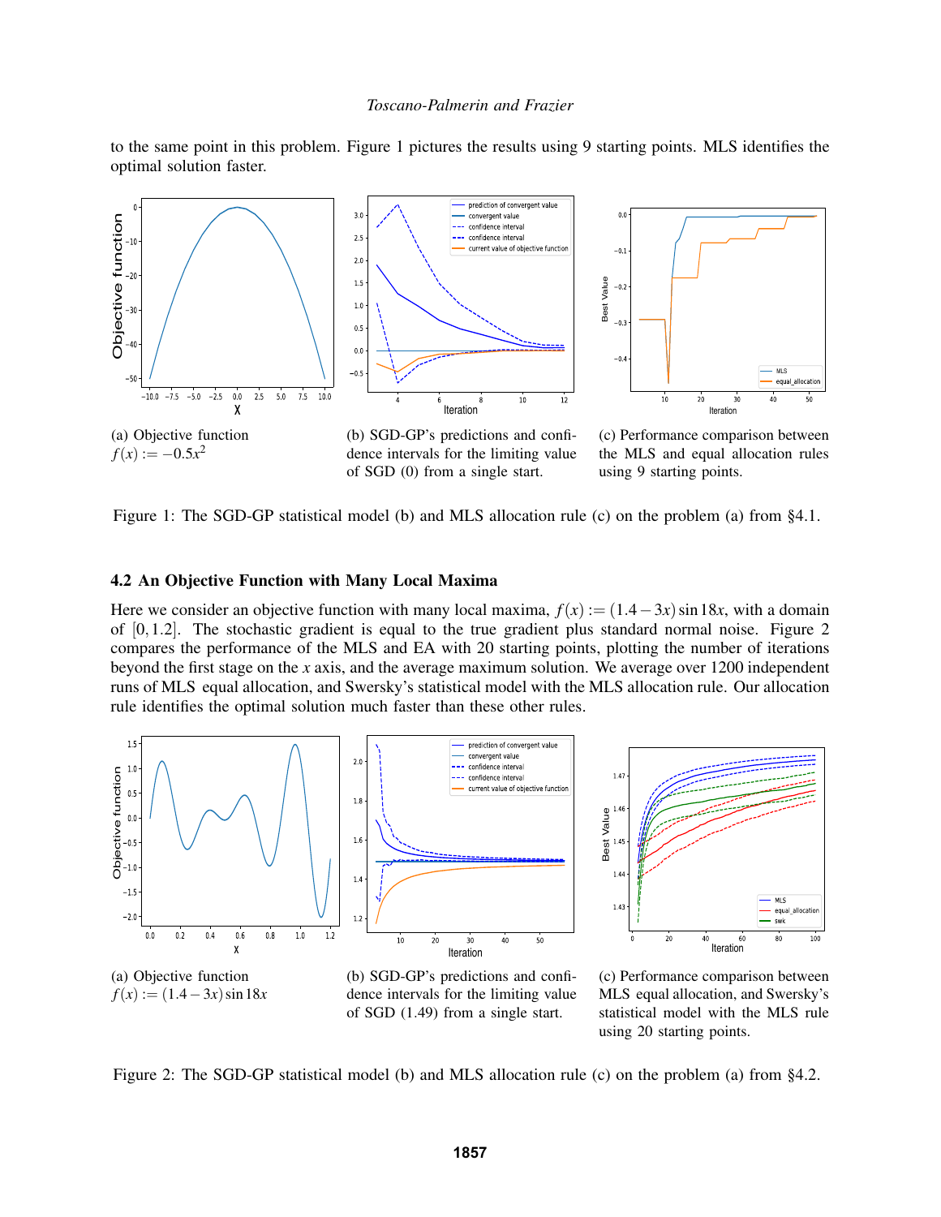to the same point in this problem. Figure 1 pictures the results using 9 starting points. MLS identifies the optimal solution faster.

(a) Objective function $f(x) := -0.5x^2$

(b) SGD-GP's predictions and confidence intervals for the limiting value of SGD (0) from a single start.

(c) Performance comparison between the MLS and equal allocation rules using 9 starting points.

Figure 1: The SGD-GP statistical model (b) and MLS allocation rule (c) on the problem (a) from §4.1.

### 4.2 An Objective Function with Many Local Maxima

Here we consider an objective function with many local maxima, $f(x) := (1.4-3x)\sin 18x$, with a domain of $[0, 1.2]$. The stochastic gradient is equal to the true gradient plus standard normal noise. Figure 2 compares the performance of the MLS and EA with 20 starting points, plotting the number of iterations beyond the first stage on the $x$ axis, and the average maximum solution. We average over 1200 independent runs of MLS equal allocation, and Swersky's statistical model with the MLS allocation rule. Our allocation rule identifies the optimal solution much faster than these other rules.

(a) Objective function $f(x) := (1.4-3x)\sin 18x$

(b) SGD-GP's predictions and confidence intervals for the limiting value of SGD (1.49) from a single start.

(c) Performance comparison between MLS equal allocation, and Swersky's statistical model with the MLS rule using 20 starting points.

Figure 2: The SGD-GP statistical model (b) and MLS allocation rule (c) on the problem (a) from §4.2.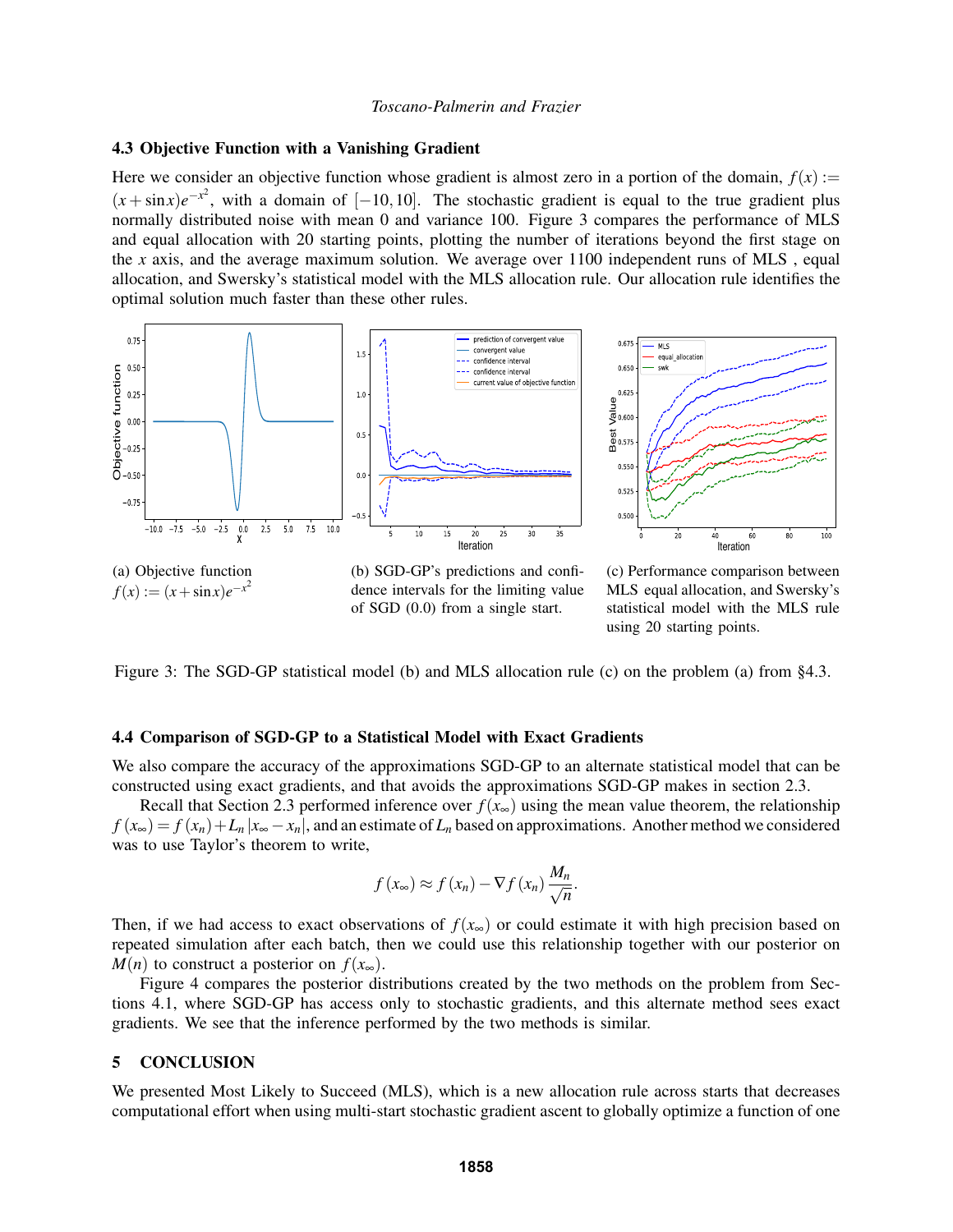### 4.3 Objective Function with a Vanishing Gradient

Here we consider an objective function whose gradient is almost zero in a portion of the domain, $f(x) := (x+\sin x)e^{-x^2}$, with a domain of $[-10, 10]$. The stochastic gradient is equal to the true gradient plus normally distributed noise with mean 0 and variance 100. Figure 3 compares the performance of MLS and equal allocation with 20 starting points, plotting the number of iterations beyond the first stage on the $x$ axis, and the average maximum solution. We average over 1100 independent runs of MLS , equal allocation, and Swersky's statistical model with the MLS allocation rule. Our allocation rule identifies the optimal solution much faster than these other rules.

(a) Objective function $f(x) := (x+\sin x)e^{-x^2}$

(b) SGD-GP's predictions and confidence intervals for the limiting value of SGD (0.0) from a single start.

(c) Performance comparison between MLS equal allocation, and Swersky's statistical model with the MLS rule using 20 starting points.

Figure 3: The SGD-GP statistical model (b) and MLS allocation rule (c) on the problem (a) from §4.3.

### 4.4 Comparison of SGD-GP to a Statistical Model with Exact Gradients

We also compare the accuracy of the approximations SGD-GP to an alternate statistical model that can be constructed using exact gradients, and that avoids the approximations SGD-GP makes in section 2.3.

Recall that Section 2.3 performed inference over $f(x_\infty)$ using the mean value theorem, the relationship $f(x_\infty) = f(x_n) + L_n |x_\infty - x_n|$, and an estimate of $L_n$ based on approximations. Another method we considered was to use Taylor's theorem to write,

$$f(x_\infty) \approx f(x_n) - \nabla f(x_n) \frac{M_n}{\sqrt{n}}.$$

Then, if we had access to exact observations of $f(x_\infty)$ or could estimate it with high precision based on repeated simulation after each batch, then we could use this relationship together with our posterior on $M(n)$ to construct a posterior on $f(x_\infty)$.

Figure 4 compares the posterior distributions created by the two methods on the problem from Sections 4.1, where SGD-GP has access only to stochastic gradients, and this alternate method sees exact gradients. We see that the inference performed by the two methods is similar.

## 5 CONCLUSION

We presented Most Likely to Succeed (MLS), which is a new allocation rule across starts that decreases computational effort when using multi-start stochastic gradient ascent to globally optimize a function of one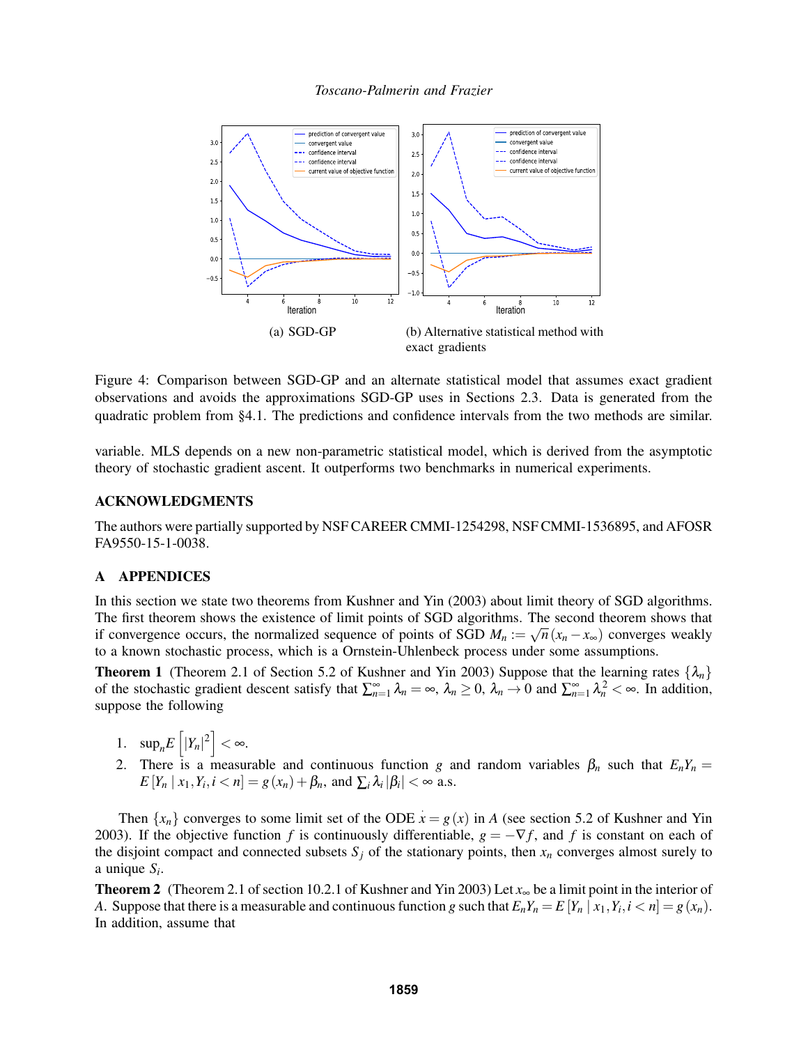(a) SGD-GP

(b) Alternative statistical method with exact gradients

Figure 4: Comparison between SGD-GP and an alternate statistical model that assumes exact gradient observations and avoids the approximations SGD-GP uses in Sections 2.3. Data is generated from the quadratic problem from §4.1. The predictions and confidence intervals from the two methods are similar.

variable. MLS depends on a new non-parametric statistical model, which is derived from the asymptotic theory of stochastic gradient ascent. It outperforms two benchmarks in numerical experiments.

## ACKNOWLEDGMENTS

The authors were partially supported by NSF CAREER CMMI-1254298, NSF CMMI-1536895, and AFOSR FA9550-15-1-0038.

## A APPENDICES

In this section we state two theorems from Kushner and Yin (2003) about limit theory of SGD algorithms. The first theorem shows the existence of limit points of SGD algorithms. The second theorem shows that if convergence occurs, the normalized sequence of points of SGD $M_n := \sqrt{n}\left(x_n - x_\infty\right)$ converges weakly to a known stochastic process, which is a Ornstein-Uhlenbeck process under some assumptions.

**Theorem 1** (Theorem 2.1 of Section 5.2 of Kushner and Yin 2003) Suppose that the learning rates $\{\lambda_n\}$ of the stochastic gradient descent satisfy that $\sum_{n=1}^{\infty} \lambda_n = \infty$, $\lambda_n \geq 0$, $\lambda_n \to 0$ and $\sum_{n=1}^{\infty} \lambda_n^2 < \infty$. In addition, suppose the following

1. $\sup_n E\left[\left|Y_n\right|^2\right] < \infty$.
2. There is a measurable and continuous function $g$ and random variables $\beta_n$ such that $E_n Y_n = E\left[Y_n \mid x_1, Y_i, i<n\right] = g\left(x_n\right) + \beta_n$, and $\sum_i \lambda_i \left|\beta_i\right| < \infty$ a.s.

Then $\{x_n\}$ converges to some limit set of the ODE $\dot{x} = g\left(x\right)$ in $A$ (see section 5.2 of Kushner and Yin 2003). If the objective function $f$ is continuously differentiable, $g = -\nabla f$, and $f$ is constant on each of the disjoint compact and connected subsets $S_j$ of the stationary points, then $x_n$ converges almost surely to a unique $S_i$.

**Theorem 2** (Theorem 2.1 of section 10.2.1 of Kushner and Yin 2003) Let $x_\infty$ be a limit point in the interior of $A$. Suppose that there is a measurable and continuous function $g$ such that $E_n Y_n = E\left[Y_n \mid x_1, Y_i, i<n\right] = g\left(x_n\right)$. In addition, assume that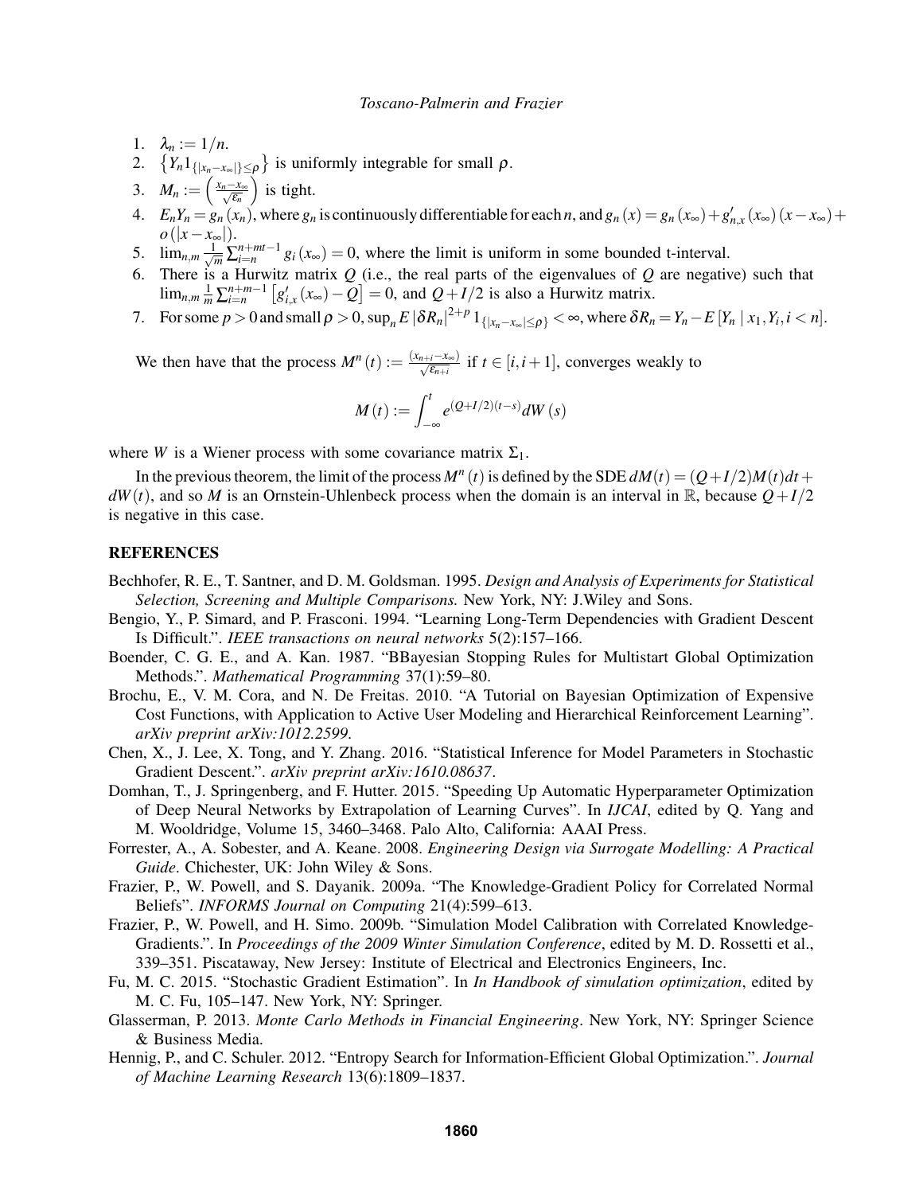1. $\lambda_n := 1/n$.
2. $\left\{Y_n 1_{\{|x_n - x_\infty|\} \leq \rho}\right\}$ is uniformly integrable for small $\rho$.
3. $M_n := \left(\frac{x_n - x_\infty}{\sqrt{\varepsilon_n}}\right)$ is tight.
4. $E_n Y_n = g_n(x_n)$, where $g_n$ is continuously differentiable for each $n$, and $g_n(x) = g_n(x_\infty) + g'_{n,x}(x_\infty)(x - x_\infty) + o(|x - x_\infty|)$.
5. $\lim_{n,m} \frac{1}{\sqrt{m}} \sum_{i=n}^{n+mt-1} g_i(x_\infty) = 0$, where the limit is uniform in some bounded t-interval.
6. There is a Hurwitz matrix $Q$ (i.e., the real parts of the eigenvalues of $Q$ are negative) such that $\lim_{n,m} \frac{1}{m} \sum_{i=n}^{n+m-1} \left[g'_{i,x}(x_\infty) - Q\right] = 0$, and $Q + I/2$ is also a Hurwitz matrix.
7. For some $p > 0$ and small $\rho > 0$, $\sup_n E\left|\delta R_n\right|^{2+p} 1_{\{|x_n - x_\infty| \leq \rho\}} < \infty$, where $\delta R_n = Y_n - E\left[Y_n \mid x_1, Y_i, i < n\right]$.

We then have that the process $M^n(t) := \frac{(x_{n+i} - x_\infty)}{\sqrt{\varepsilon_{n+i}}}$ if $t \in [i, i+1]$, converges weakly to

$$M(t) := \int_{-\infty}^{t} e^{(Q+I/2)(t-s)} dW(s)$$

where $W$ is a Wiener process with some covariance matrix $\Sigma_1$.

In the previous theorem, the limit of the process $M^n(t)$ is defined by the SDE $dM(t) = (Q + I/2)M(t)dt + dW(t)$, and so $M$ is an Ornstein-Uhlenbeck process when the domain is an interval in $\mathbb{R}$, because $Q + I/2$ is negative in this case.

## REFERENCES

Bechhofer, R. E., T. Santner, and D. M. Goldsman. 1995. *Design and Analysis of Experiments for Statistical Selection, Screening and Multiple Comparisons.* New York, NY: J.Wiley and Sons.

Bengio, Y., P. Simard, and P. Frasconi. 1994. "Learning Long-Term Dependencies with Gradient Descent Is Difficult.". *IEEE transactions on neural networks* 5(2):157–166.

Boender, C. G. E., and A. Kan. 1987. "BBayesian Stopping Rules for Multistart Global Optimization Methods.". *Mathematical Programming* 37(1):59–80.

Brochu, E., V. M. Cora, and N. De Freitas. 2010. "A Tutorial on Bayesian Optimization of Expensive Cost Functions, with Application to Active User Modeling and Hierarchical Reinforcement Learning". *arXiv preprint arXiv:1012.2599*.

Chen, X., J. Lee, X. Tong, and Y. Zhang. 2016. "Statistical Inference for Model Parameters in Stochastic Gradient Descent.". *arXiv preprint arXiv:1610.08637*.

Domhan, T., J. Springenberg, and F. Hutter. 2015. "Speeding Up Automatic Hyperparameter Optimization of Deep Neural Networks by Extrapolation of Learning Curves". In *IJCAI*, edited by Q. Yang and M. Wooldridge, Volume 15, 3460–3468. Palo Alto, California: AAAI Press.

Forrester, A., A. Sobester, and A. Keane. 2008. *Engineering Design via Surrogate Modelling: A Practical Guide*. Chichester, UK: John Wiley & Sons.

Frazier, P., W. Powell, and S. Dayanik. 2009a. "The Knowledge-Gradient Policy for Correlated Normal Beliefs". *INFORMS Journal on Computing* 21(4):599–613.

Frazier, P., W. Powell, and H. Simo. 2009b. "Simulation Model Calibration with Correlated Knowledge-Gradients.". In *Proceedings of the 2009 Winter Simulation Conference*, edited by M. D. Rossetti et al., 339–351. Piscataway, New Jersey: Institute of Electrical and Electronics Engineers, Inc.

Fu, M. C. 2015. "Stochastic Gradient Estimation". In *In Handbook of simulation optimization*, edited by M. C. Fu, 105–147. New York, NY: Springer.

Glasserman, P. 2013. *Monte Carlo Methods in Financial Engineering*. New York, NY: Springer Science & Business Media.

Hennig, P., and C. Schuler. 2012. "Entropy Search for Information-Efficient Global Optimization.". *Journal of Machine Learning Research* 13(6):1809–1837.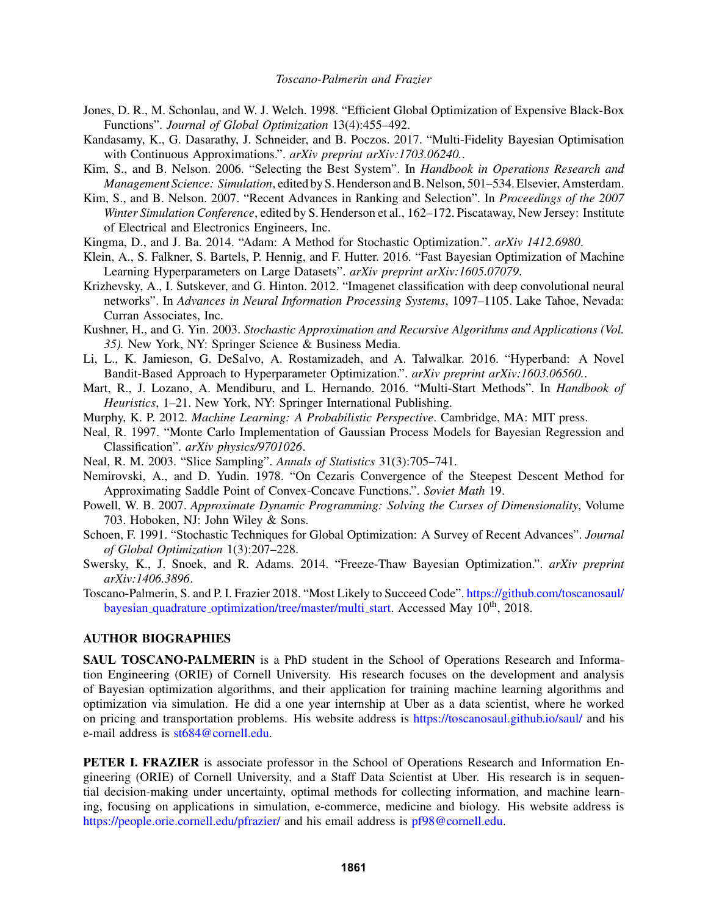Jones, D. R., M. Schonlau, and W. J. Welch. 1998. "Efficient Global Optimization of Expensive Black-Box Functions". *Journal of Global Optimization* 13(4):455–492.

Kandasamy, K., G. Dasarathy, J. Schneider, and B. Poczos. 2017. "Multi-Fidelity Bayesian Optimisation with Continuous Approximations.". *arXiv preprint arXiv:1703.06240.*.

Kim, S., and B. Nelson. 2006. "Selecting the Best System". In *Handbook in Operations Research and Management Science: Simulation*, edited by S. Henderson and B. Nelson, 501–534. Elsevier, Amsterdam.

Kim, S., and B. Nelson. 2007. "Recent Advances in Ranking and Selection". In *Proceedings of the 2007 Winter Simulation Conference*, edited by S. Henderson et al., 162–172. Piscataway, New Jersey: Institute of Electrical and Electronics Engineers, Inc.

Kingma, D., and J. Ba. 2014. "Adam: A Method for Stochastic Optimization.". *arXiv 1412.6980*.

Klein, A., S. Falkner, S. Bartels, P. Hennig, and F. Hutter. 2016. "Fast Bayesian Optimization of Machine Learning Hyperparameters on Large Datasets". *arXiv preprint arXiv:1605.07079*.

Krizhevsky, A., I. Sutskever, and G. Hinton. 2012. "Imagenet classification with deep convolutional neural networks". In *Advances in Neural Information Processing Systems*, 1097–1105. Lake Tahoe, Nevada: Curran Associates, Inc.

Kushner, H., and G. Yin. 2003. *Stochastic Approximation and Recursive Algorithms and Applications (Vol. 35).* New York, NY: Springer Science & Business Media.

Li, L., K. Jamieson, G. DeSalvo, A. Rostamizadeh, and A. Talwalkar. 2016. "Hyperband: A Novel Bandit-Based Approach to Hyperparameter Optimization.". *arXiv preprint arXiv:1603.06560.*.

Mart, R., J. Lozano, A. Mendiburu, and L. Hernando. 2016. "Multi-Start Methods". In *Handbook of Heuristics*, 1–21. New York, NY: Springer International Publishing.

Murphy, K. P. 2012. *Machine Learning: A Probabilistic Perspective*. Cambridge, MA: MIT press.

Neal, R. 1997. "Monte Carlo Implementation of Gaussian Process Models for Bayesian Regression and Classification". *arXiv physics/9701026*.

Neal, R. M. 2003. "Slice Sampling". *Annals of Statistics* 31(3):705–741.

Nemirovski, A., and D. Yudin. 1978. "On Cezaris Convergence of the Steepest Descent Method for Approximating Saddle Point of Convex-Concave Functions.". *Soviet Math* 19.

Powell, W. B. 2007. *Approximate Dynamic Programming: Solving the Curses of Dimensionality*, Volume 703. Hoboken, NJ: John Wiley & Sons.

Schoen, F. 1991. "Stochastic Techniques for Global Optimization: A Survey of Recent Advances". *Journal of Global Optimization* 1(3):207–228.

Swersky, K., J. Snoek, and R. Adams. 2014. "Freeze-Thaw Bayesian Optimization.". *arXiv preprint arXiv:1406.3896*.

Toscano-Palmerin, S. and P. I. Frazier 2018. "Most Likely to Succeed Code". https://github.com/toscanosaul/bayesian_quadrature_optimization/tree/master/multi_start. Accessed May 10th, 2018.

## AUTHOR BIOGRAPHIES

**SAUL TOSCANO-PALMERIN** is a PhD student in the School of Operations Research and Information Engineering (ORIE) of Cornell University. His research focuses on the development and analysis of Bayesian optimization algorithms, and their application for training machine learning algorithms and optimization via simulation. He did a one year internship at Uber as a data scientist, where he worked on pricing and transportation problems. His website address is https://toscanosaul.github.io/saul/ and his e-mail address is st684@cornell.edu.

**PETER I. FRAZIER** is associate professor in the School of Operations Research and Information Engineering (ORIE) of Cornell University, and a Staff Data Scientist at Uber. His research is in sequential decision-making under uncertainty, optimal methods for collecting information, and machine learning, focusing on applications in simulation, e-commerce, medicine and biology. His website address is https://people.orie.cornell.edu/pfrazier/ and his email address is pf98@cornell.edu.